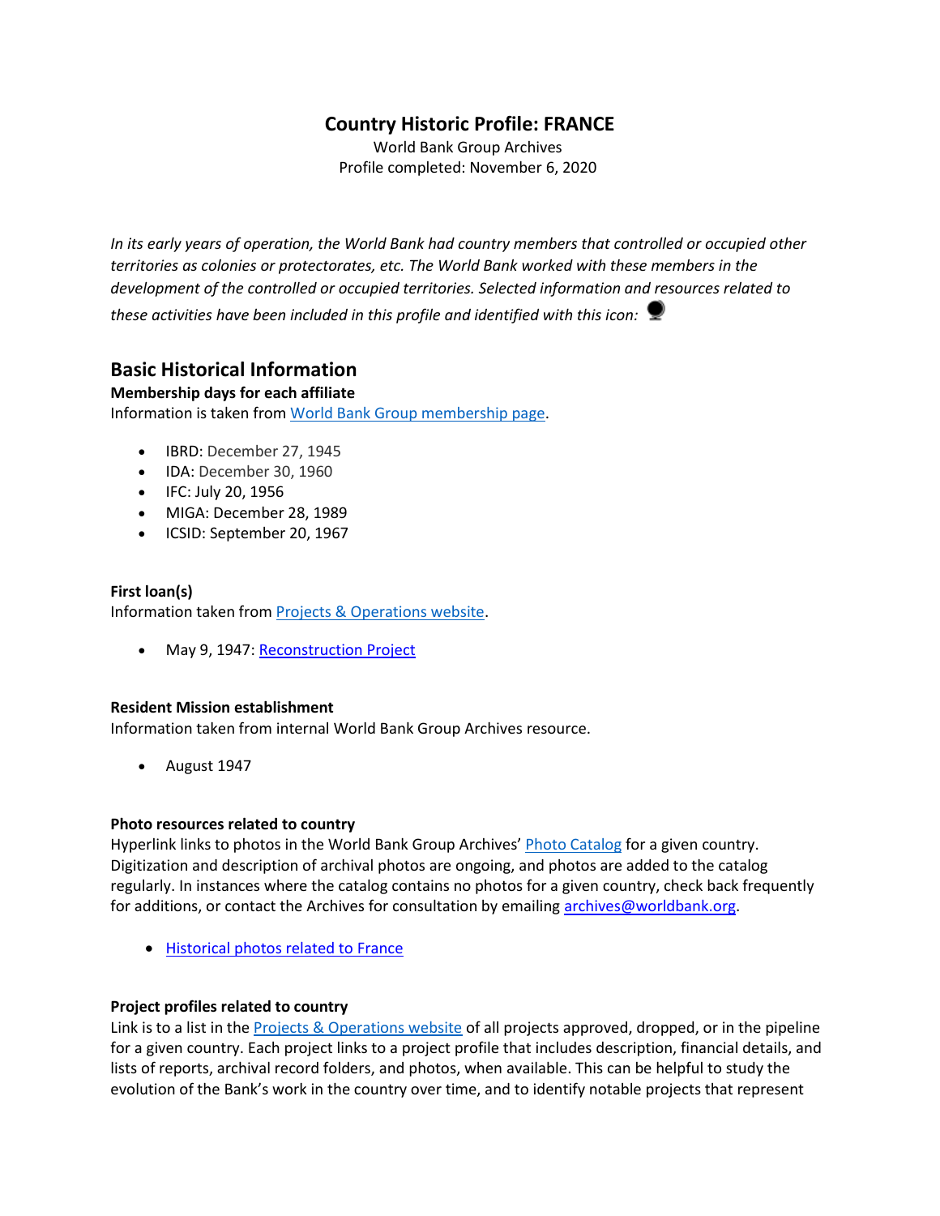# Country Historic Profile: FRANCE

World Bank Group Archives
Profile completed: November 6, 2020

*In its early years of operation, the World Bank had country members that controlled or occupied other territories as colonies or protectorates, etc. The World Bank worked with these members in the development of the controlled or occupied territories. Selected information and resources related to these activities have been included in this profile and identified with this icon:* 

## Basic Historical Information

**Membership days for each affiliate**

Information is taken from World Bank Group membership page.

- IBRD: December 27, 1945
- IDA: December 30, 1960
- IFC: July 20, 1956
- MIGA: December 28, 1989
- ICSID: September 20, 1967

**First loan(s)**

Information taken from Projects & Operations website.

- May 9, 1947: Reconstruction Project

**Resident Mission establishment**

Information taken from internal World Bank Group Archives resource.

- August 1947

**Photo resources related to country**

Hyperlink links to photos in the World Bank Group Archives' Photo Catalog for a given country. Digitization and description of archival photos are ongoing, and photos are added to the catalog regularly. In instances where the catalog contains no photos for a given country, check back frequently for additions, or contact the Archives for consultation by emailing archives@worldbank.org.

- Historical photos related to France

**Project profiles related to country**

Link is to a list in the Projects & Operations website of all projects approved, dropped, or in the pipeline for a given country. Each project links to a project profile that includes description, financial details, and lists of reports, archival record folders, and photos, when available. This can be helpful to study the evolution of the Bank's work in the country over time, and to identify notable projects that represent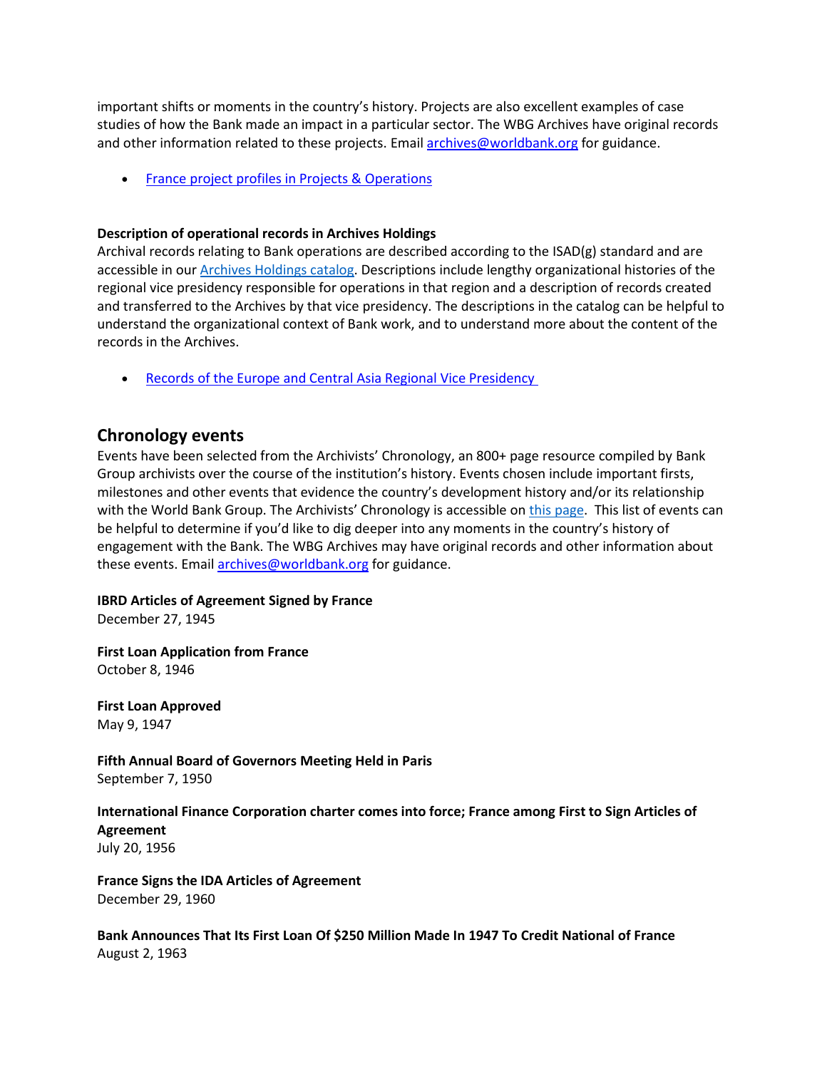important shifts or moments in the country's history. Projects are also excellent examples of case studies of how the Bank made an impact in a particular sector. The WBG Archives have original records and other information related to these projects. Email [archives@worldbank.org](mailto:archives@worldbank.org) for guidance.

- [France project profiles in Projects & Operations]()

**Description of operational records in Archives Holdings**

Archival records relating to Bank operations are described according to the ISAD(g) standard and are accessible in our [Archives Holdings catalog](). Descriptions include lengthy organizational histories of the regional vice presidency responsible for operations in that region and a description of records created and transferred to the Archives by that vice presidency. The descriptions in the catalog can be helpful to understand the organizational context of Bank work, and to understand more about the content of the records in the Archives.

- [Records of the Europe and Central Asia Regional Vice Presidency]()

## Chronology events

Events have been selected from the Archivists' Chronology, an 800+ page resource compiled by Bank Group archivists over the course of the institution's history. Events chosen include important firsts, milestones and other events that evidence the country's development history and/or its relationship with the World Bank Group. The Archivists' Chronology is accessible on [this page](). This list of events can be helpful to determine if you'd like to dig deeper into any moments in the country's history of engagement with the Bank. The WBG Archives may have original records and other information about these events. Email [archives@worldbank.org](mailto:archives@worldbank.org) for guidance.

**IBRD Articles of Agreement Signed by France**
December 27, 1945

**First Loan Application from France**
October 8, 1946

**First Loan Approved**
May 9, 1947

**Fifth Annual Board of Governors Meeting Held in Paris**
September 7, 1950

**International Finance Corporation charter comes into force; France among First to Sign Articles of Agreement**
July 20, 1956

**France Signs the IDA Articles of Agreement**
December 29, 1960

**Bank Announces That Its First Loan Of $250 Million Made In 1947 To Credit National of France**
August 2, 1963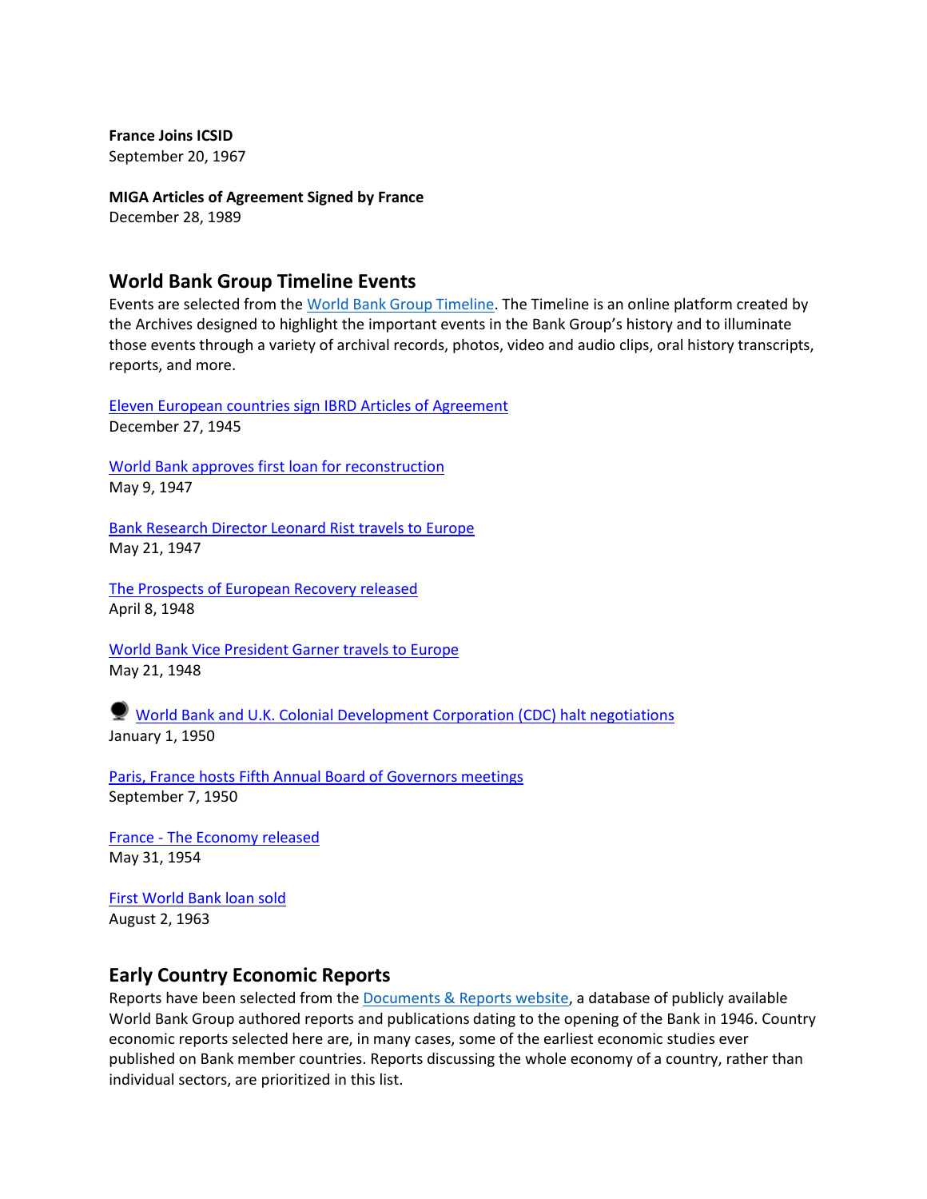**France Joins ICSID**
September 20, 1967

**MIGA Articles of Agreement Signed by France**
December 28, 1989

## World Bank Group Timeline Events

Events are selected from the World Bank Group Timeline. The Timeline is an online platform created by the Archives designed to highlight the important events in the Bank Group's history and to illuminate those events through a variety of archival records, photos, video and audio clips, oral history transcripts, reports, and more.

Eleven European countries sign IBRD Articles of Agreement
December 27, 1945

World Bank approves first loan for reconstruction
May 9, 1947

Bank Research Director Leonard Rist travels to Europe
May 21, 1947

The Prospects of European Recovery released
April 8, 1948

World Bank Vice President Garner travels to Europe
May 21, 1948

World Bank and U.K. Colonial Development Corporation (CDC) halt negotiations
January 1, 1950

Paris, France hosts Fifth Annual Board of Governors meetings
September 7, 1950

France - The Economy released
May 31, 1954

First World Bank loan sold
August 2, 1963

## Early Country Economic Reports

Reports have been selected from the Documents & Reports website, a database of publicly available World Bank Group authored reports and publications dating to the opening of the Bank in 1946. Country economic reports selected here are, in many cases, some of the earliest economic studies ever published on Bank member countries. Reports discussing the whole economy of a country, rather than individual sectors, are prioritized in this list.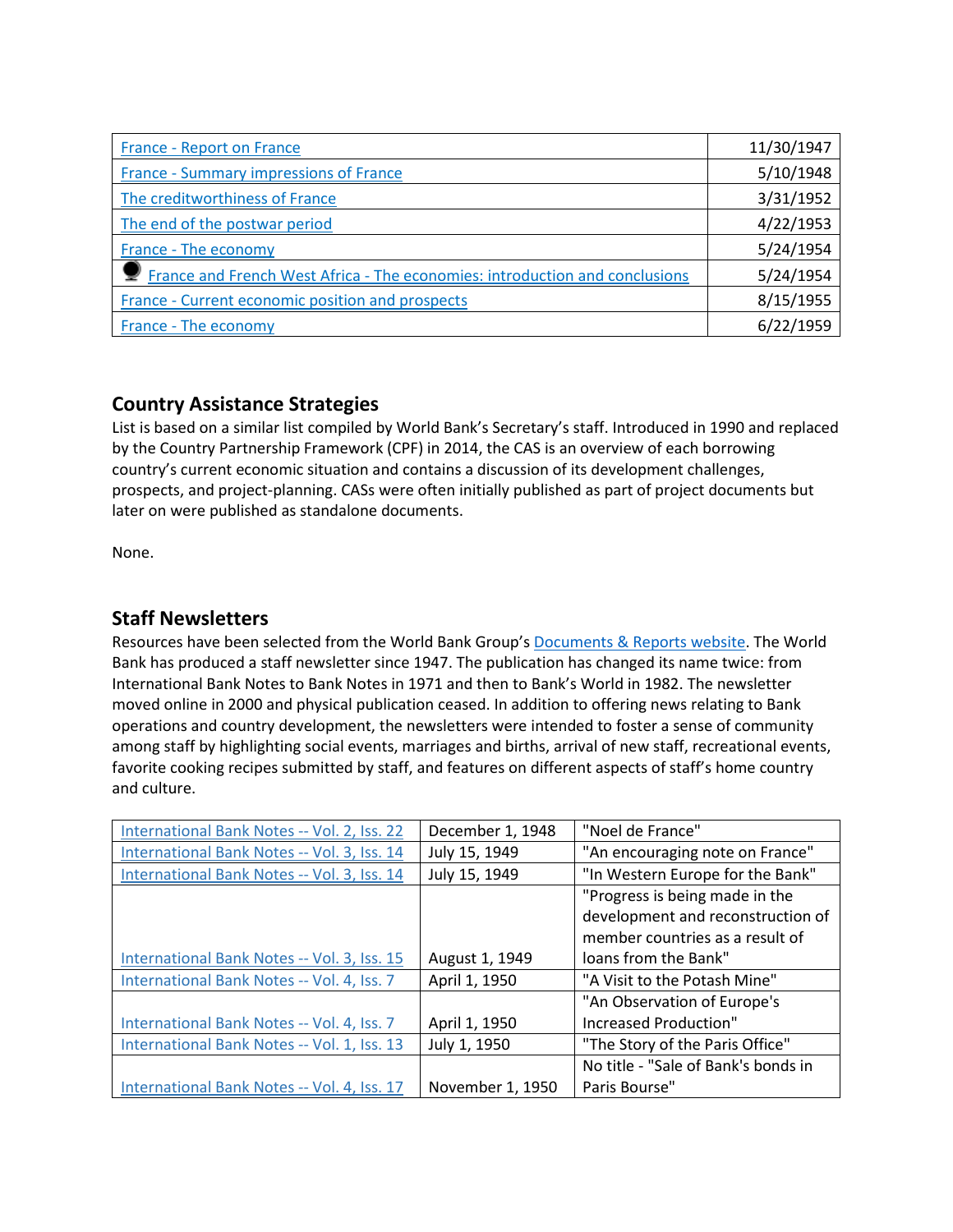| | |
|---|---|
| France - Report on France | 11/30/1947 |
| France - Summary impressions of France | 5/10/1948 |
| The creditworthiness of France | 3/31/1952 |
| The end of the postwar period | 4/22/1953 |
| France - The economy | 5/24/1954 |
| France and French West Africa - The economies: introduction and conclusions | 5/24/1954 |
| France - Current economic position and prospects | 8/15/1955 |
| France - The economy | 6/22/1959 |

## Country Assistance Strategies

List is based on a similar list compiled by World Bank's Secretary's staff. Introduced in 1990 and replaced by the Country Partnership Framework (CPF) in 2014, the CAS is an overview of each borrowing country's current economic situation and contains a discussion of its development challenges, prospects, and project-planning. CASs were often initially published as part of project documents but later on were published as standalone documents.

None.

## Staff Newsletters

Resources have been selected from the World Bank Group's Documents & Reports website. The World Bank has produced a staff newsletter since 1947. The publication has changed its name twice: from International Bank Notes to Bank Notes in 1971 and then to Bank's World in 1982. The newsletter moved online in 2000 and physical publication ceased. In addition to offering news relating to Bank operations and country development, the newsletters were intended to foster a sense of community among staff by highlighting social events, marriages and births, arrival of new staff, recreational events, favorite cooking recipes submitted by staff, and features on different aspects of staff's home country and culture.

| | | |
|---|---|---|
| International Bank Notes -- Vol. 2, Iss. 22 | December 1, 1948 | "Noel de France" |
| International Bank Notes -- Vol. 3, Iss. 14 | July 15, 1949 | "An encouraging note on France" |
| International Bank Notes -- Vol. 3, Iss. 14 | July 15, 1949 | "In Western Europe for the Bank" |
| International Bank Notes -- Vol. 3, Iss. 15 | August 1, 1949 | "Progress is being made in the development and reconstruction of member countries as a result of loans from the Bank" |
| International Bank Notes -- Vol. 4, Iss. 7 | April 1, 1950 | "A Visit to the Potash Mine" |
| International Bank Notes -- Vol. 4, Iss. 7 | April 1, 1950 | "An Observation of Europe's Increased Production" |
| International Bank Notes -- Vol. 1, Iss. 13 | July 1, 1950 | "The Story of the Paris Office" |
| International Bank Notes -- Vol. 4, Iss. 17 | November 1, 1950 | No title - "Sale of Bank's bonds in Paris Bourse" |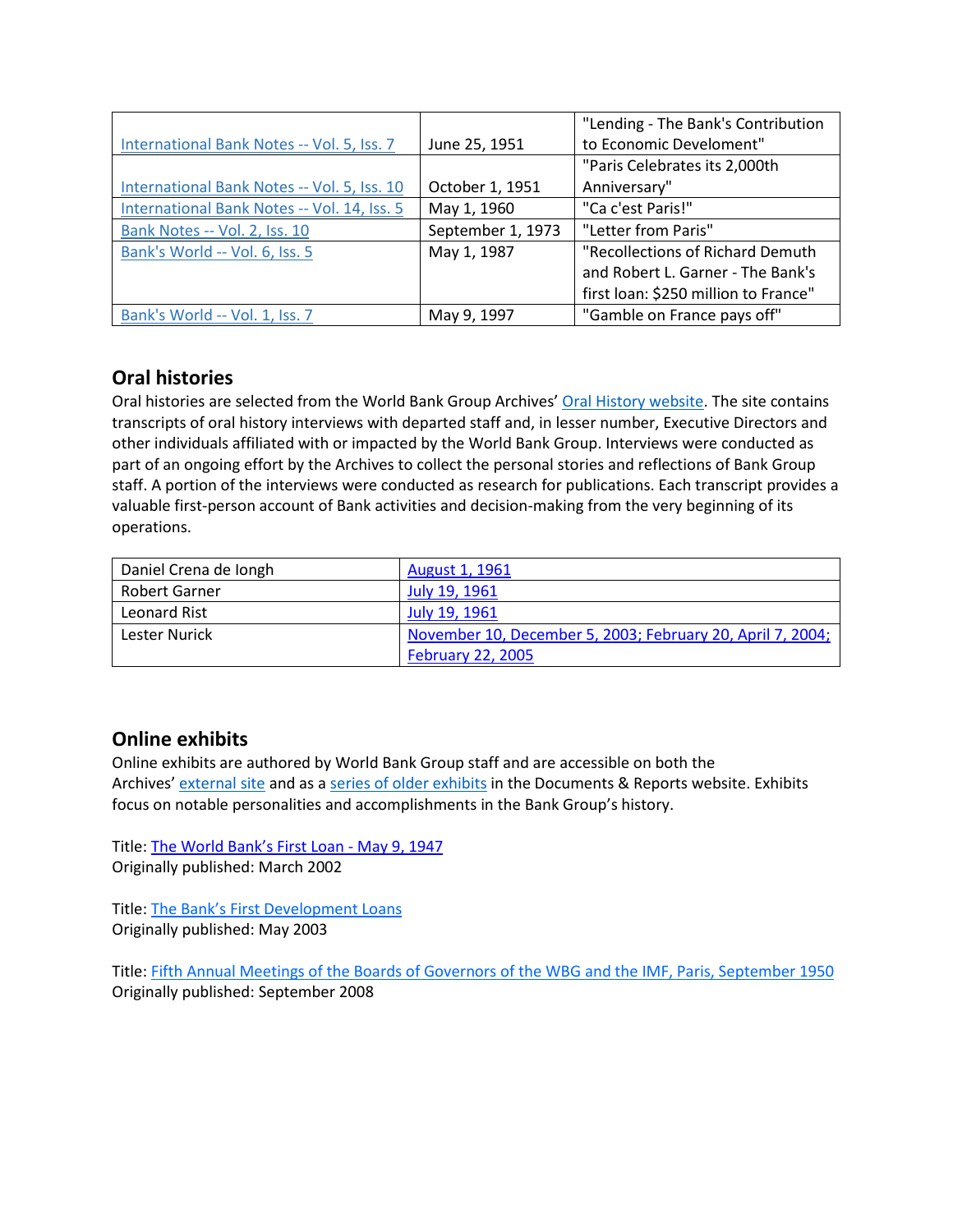| | | |
|---|---|---|
| International Bank Notes -- Vol. 5, Iss. 7 | June 25, 1951 | "Lending - The Bank's Contribution to Economic Develoment" |
| International Bank Notes -- Vol. 5, Iss. 10 | October 1, 1951 | "Paris Celebrates its 2,000th Anniversary" |
| International Bank Notes -- Vol. 14, Iss. 5 | May 1, 1960 | "Ca c'est Paris!" |
| Bank Notes -- Vol. 2, Iss. 10 | September 1, 1973 | "Letter from Paris" |
| Bank's World -- Vol. 6, Iss. 5 | May 1, 1987 | "Recollections of Richard Demuth and Robert L. Garner - The Bank's first loan: $250 million to France" |
| Bank's World -- Vol. 1, Iss. 7 | May 9, 1997 | "Gamble on France pays off" |

## Oral histories

Oral histories are selected from the World Bank Group Archives' Oral History website. The site contains transcripts of oral history interviews with departed staff and, in lesser number, Executive Directors and other individuals affiliated with or impacted by the World Bank Group. Interviews were conducted as part of an ongoing effort by the Archives to collect the personal stories and reflections of Bank Group staff. A portion of the interviews were conducted as research for publications. Each transcript provides a valuable first-person account of Bank activities and decision-making from the very beginning of its operations.

| | |
|---|---|
| Daniel Crena de Iongh | August 1, 1961 |
| Robert Garner | July 19, 1961 |
| Leonard Rist | July 19, 1961 |
| Lester Nurick | November 10, December 5, 2003; February 20, April 7, 2004; February 22, 2005 |

## Online exhibits

Online exhibits are authored by World Bank Group staff and are accessible on both the Archives' external site and as a series of older exhibits in the Documents & Reports website. Exhibits focus on notable personalities and accomplishments in the Bank Group's history.

Title: The World Bank's First Loan - May 9, 1947
Originally published: March 2002

Title: The Bank's First Development Loans
Originally published: May 2003

Title: Fifth Annual Meetings of the Boards of Governors of the WBG and the IMF, Paris, September 1950
Originally published: September 2008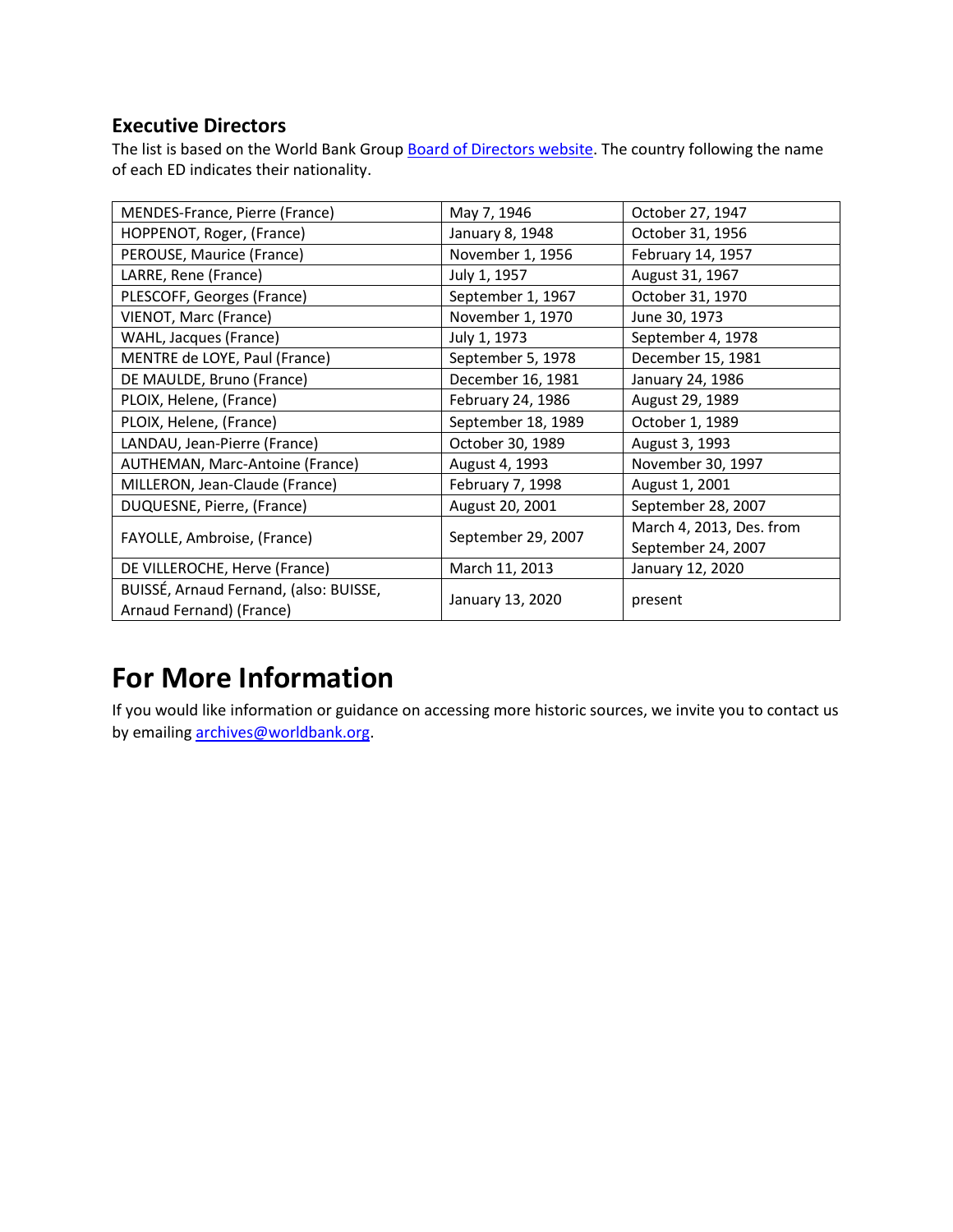### Executive Directors

The list is based on the World Bank Group [Board of Directors website](). The country following the name of each ED indicates their nationality.

| | | |
|---|---|---|
| MENDES-France, Pierre (France) | May 7, 1946 | October 27, 1947 |
| HOPPENOT, Roger, (France) | January 8, 1948 | October 31, 1956 |
| PEROUSE, Maurice (France) | November 1, 1956 | February 14, 1957 |
| LARRE, Rene (France) | July 1, 1957 | August 31, 1967 |
| PLESCOFF, Georges (France) | September 1, 1967 | October 31, 1970 |
| VIENOT, Marc (France) | November 1, 1970 | June 30, 1973 |
| WAHL, Jacques (France) | July 1, 1973 | September 4, 1978 |
| MENTRE de LOYE, Paul (France) | September 5, 1978 | December 15, 1981 |
| DE MAULDE, Bruno (France) | December 16, 1981 | January 24, 1986 |
| PLOIX, Helene, (France) | February 24, 1986 | August 29, 1989 |
| PLOIX, Helene, (France) | September 18, 1989 | October 1, 1989 |
| LANDAU, Jean-Pierre (France) | October 30, 1989 | August 3, 1993 |
| AUTHEMAN, Marc-Antoine (France) | August 4, 1993 | November 30, 1997 |
| MILLERON, Jean-Claude (France) | February 7, 1998 | August 1, 2001 |
| DUQUESNE, Pierre, (France) | August 20, 2001 | September 28, 2007 |
| FAYOLLE, Ambroise, (France) | September 29, 2007 | March 4, 2013, Des. from September 24, 2007 |
| DE VILLEROCHE, Herve (France) | March 11, 2013 | January 12, 2020 |
| BUISSÉ, Arnaud Fernand, (also: BUISSE, Arnaud Fernand) (France) | January 13, 2020 | present |

# For More Information

If you would like information or guidance on accessing more historic sources, we invite you to contact us by emailing archives@worldbank.org.